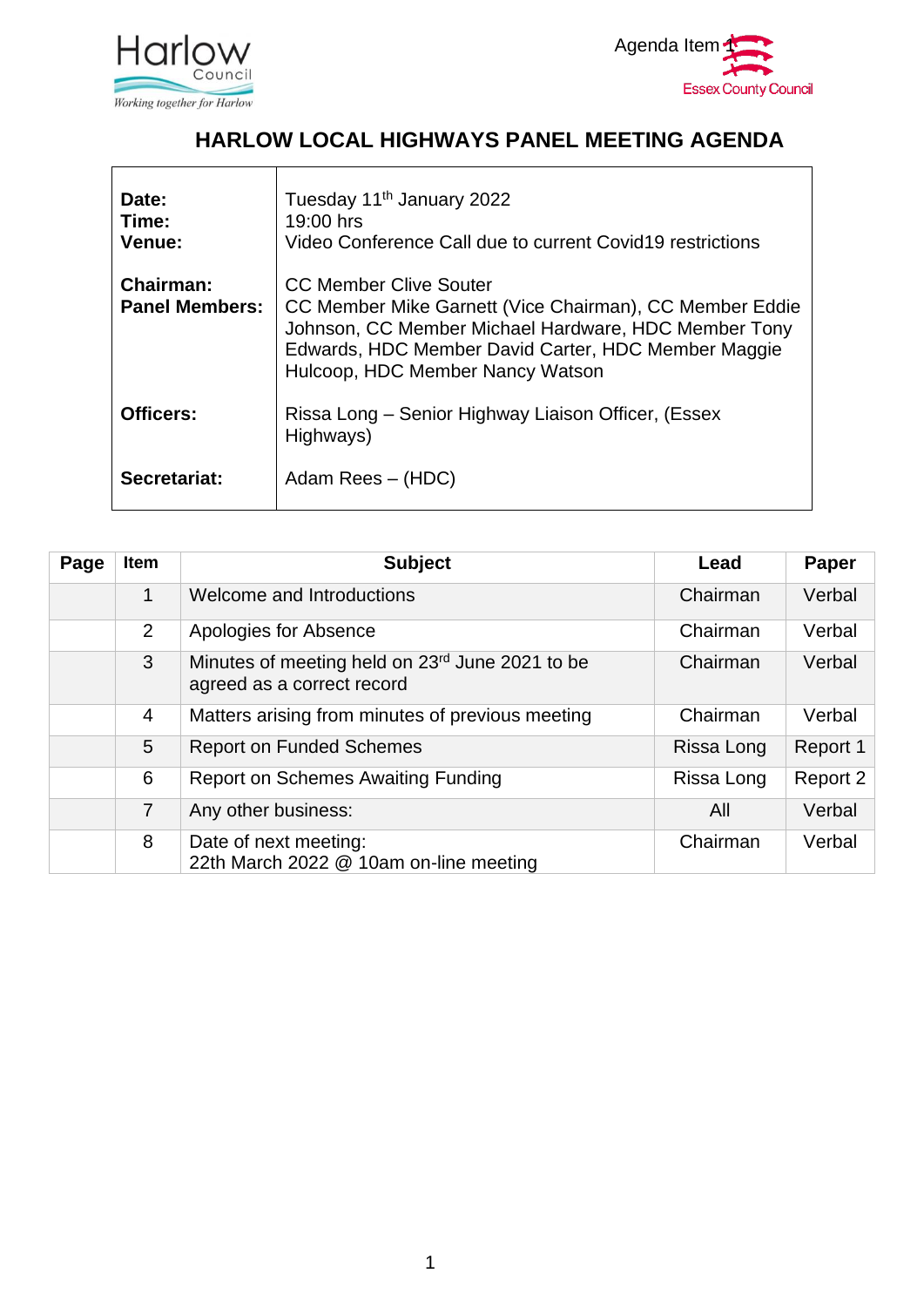Agenda Item 1

# HARLOW LOCAL HIGHWAYS PANEL MEETING AGENDA

| | |
|---|---|
| **Date:**<br>**Time:**<br>**Venue:** | Tuesday 11th January 2022<br>19:00 hrs<br>Video Conference Call due to current Covid19 restrictions |
| **Chairman:**<br>**Panel Members:** | CC Member Clive Souter<br>CC Member Mike Garnett (Vice Chairman), CC Member Eddie Johnson, CC Member Michael Hardware, HDC Member Tony Edwards, HDC Member David Carter, HDC Member Maggie Hulcoop, HDC Member Nancy Watson |
| **Officers:** | Rissa Long – Senior Highway Liaison Officer, (Essex Highways) |
| **Secretariat:** | Adam Rees – (HDC) |

| Page | Item | Subject | Lead | Paper |
|---|---|---|---|---|
| | 1 | Welcome and Introductions | Chairman | Verbal |
| | 2 | Apologies for Absence | Chairman | Verbal |
| | 3 | Minutes of meeting held on 23rd June 2021 to be agreed as a correct record | Chairman | Verbal |
| | 4 | Matters arising from minutes of previous meeting | Chairman | Verbal |
| | 5 | Report on Funded Schemes | Rissa Long | Report 1 |
| | 6 | Report on Schemes Awaiting Funding | Rissa Long | Report 2 |
| | 7 | Any other business: | All | Verbal |
| | 8 | Date of next meeting:<br>22th March 2022 @ 10am on-line meeting | Chairman | Verbal |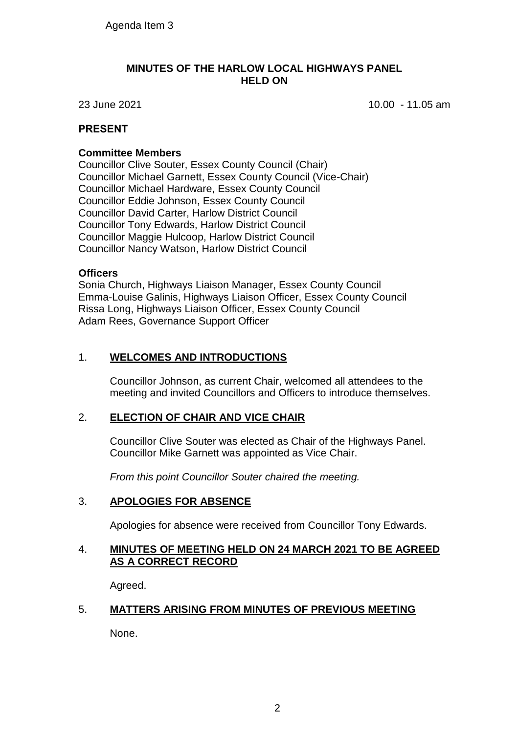Agenda Item 3

# MINUTES OF THE HARLOW LOCAL HIGHWAYS PANEL HELD ON

23 June 2021 10.00 - 11.05 am

## PRESENT

### Committee Members

Councillor Clive Souter, Essex County Council (Chair)
Councillor Michael Garnett, Essex County Council (Vice-Chair)
Councillor Michael Hardware, Essex County Council
Councillor Eddie Johnson, Essex County Council
Councillor David Carter, Harlow District Council
Councillor Tony Edwards, Harlow District Council
Councillor Maggie Hulcoop, Harlow District Council
Councillor Nancy Watson, Harlow District Council

### Officers

Sonia Church, Highways Liaison Manager, Essex County Council
Emma-Louise Galinis, Highways Liaison Officer, Essex County Council
Rissa Long, Highways Liaison Officer, Essex County Council
Adam Rees, Governance Support Officer

## 1. WELCOMES AND INTRODUCTIONS

Councillor Johnson, as current Chair, welcomed all attendees to the meeting and invited Councillors and Officers to introduce themselves.

## 2. ELECTION OF CHAIR AND VICE CHAIR

Councillor Clive Souter was elected as Chair of the Highways Panel. Councillor Mike Garnett was appointed as Vice Chair.

*From this point Councillor Souter chaired the meeting.*

## 3. APOLOGIES FOR ABSENCE

Apologies for absence were received from Councillor Tony Edwards.

## 4. MINUTES OF MEETING HELD ON 24 MARCH 2021 TO BE AGREED AS A CORRECT RECORD

Agreed.

## 5. MATTERS ARISING FROM MINUTES OF PREVIOUS MEETING

None.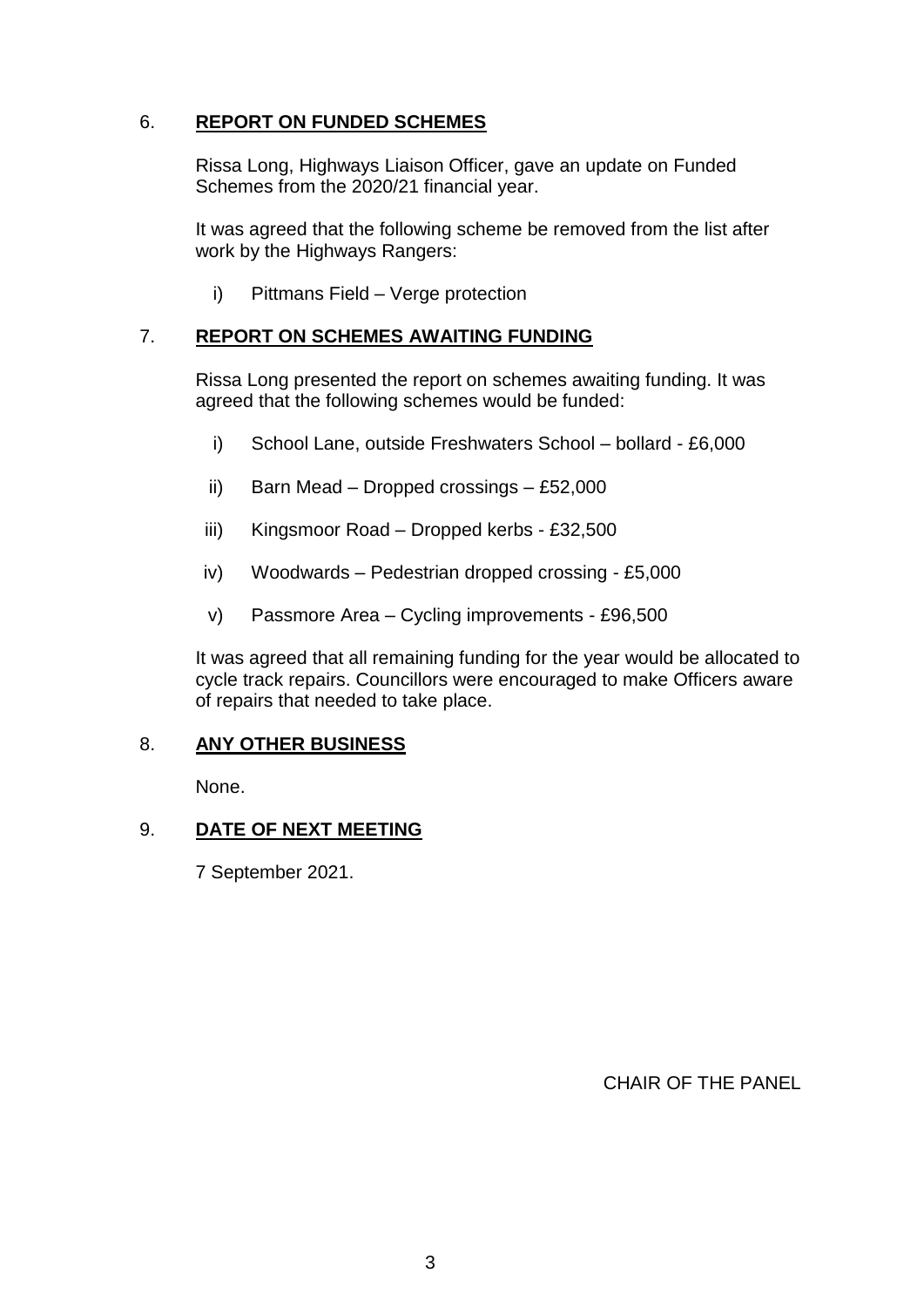## 6. REPORT ON FUNDED SCHEMES

Rissa Long, Highways Liaison Officer, gave an update on Funded Schemes from the 2020/21 financial year.

It was agreed that the following scheme be removed from the list after work by the Highways Rangers:

i) Pittmans Field – Verge protection

## 7. REPORT ON SCHEMES AWAITING FUNDING

Rissa Long presented the report on schemes awaiting funding. It was agreed that the following schemes would be funded:

i) School Lane, outside Freshwaters School – bollard - £6,000

ii) Barn Mead – Dropped crossings – £52,000

iii) Kingsmoor Road – Dropped kerbs - £32,500

iv) Woodwards – Pedestrian dropped crossing - £5,000

v) Passmore Area – Cycling improvements - £96,500

It was agreed that all remaining funding for the year would be allocated to cycle track repairs. Councillors were encouraged to make Officers aware of repairs that needed to take place.

## 8. ANY OTHER BUSINESS

None.

## 9. DATE OF NEXT MEETING

7 September 2021.

CHAIR OF THE PANEL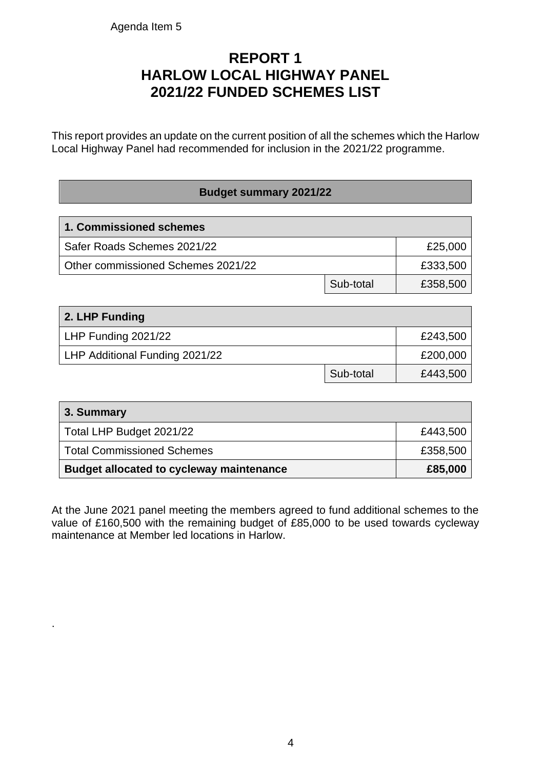Agenda Item 5

# REPORT 1
# HARLOW LOCAL HIGHWAY PANEL
# 2021/22 FUNDED SCHEMES LIST

This report provides an update on the current position of all the schemes which the Harlow Local Highway Panel had recommended for inclusion in the 2021/22 programme.

**Budget summary 2021/22**

| **1. Commissioned schemes** | | |
|---|---|---|
| Safer Roads Schemes 2021/22 | | £25,000 |
| Other commissioned Schemes 2021/22 | | £333,500 |
| | Sub-total | £358,500 |

| **2. LHP Funding** | | |
|---|---|---|
| LHP Funding 2021/22 | | £243,500 |
| LHP Additional Funding 2021/22 | | £200,000 |
| | Sub-total | £443,500 |

| **3. Summary** | |
|---|---|
| Total LHP Budget 2021/22 | £443,500 |
| Total Commissioned Schemes | £358,500 |
| **Budget allocated to cycleway maintenance** | **£85,000** |

At the June 2021 panel meeting the members agreed to fund additional schemes to the value of £160,500 with the remaining budget of £85,000 to be used towards cycleway maintenance at Member led locations in Harlow.

.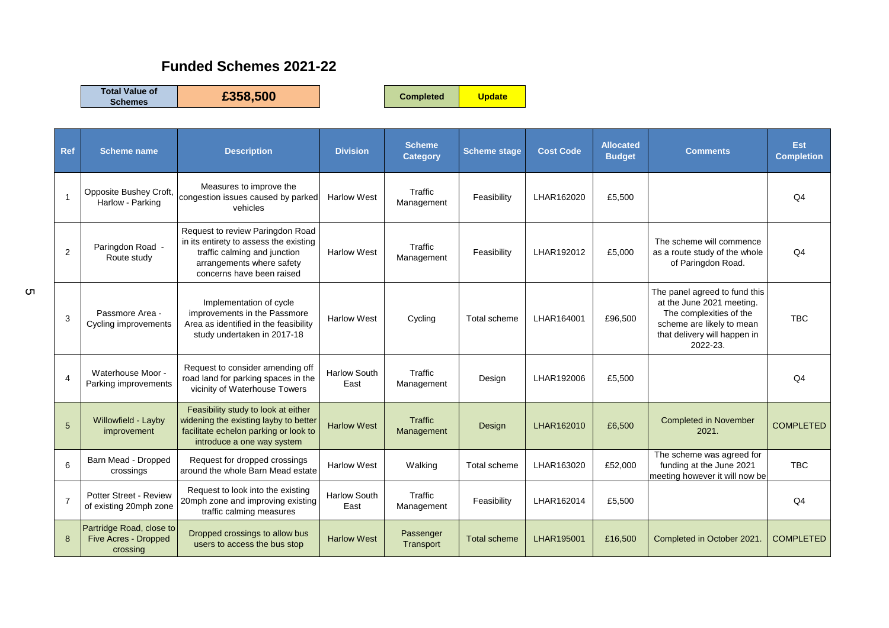## Funded Schemes 2021-22

| Total Value of Schemes | £358,500 |
|---|---|

| Completed | Update |
|---|---|

| Ref | Scheme name | Description | Division | Scheme Category | Scheme stage | Cost Code | Allocated Budget | Comments | Est Completion |
|---|---|---|---|---|---|---|---|---|---|
| 1 | Opposite Bushey Croft, Harlow - Parking | Measures to improve the congestion issues caused by parked vehicles | Harlow West | Traffic Management | Feasibility | LHAR162020 | £5,500 | | Q4 |
| 2 | Paringdon Road - Route study | Request to review Paringdon Road in its entirety to assess the existing traffic calming and junction arrangements where safety concerns have been raised | Harlow West | Traffic Management | Feasibility | LHAR192012 | £5,000 | The scheme will commence as a route study of the whole of Paringdon Road. | Q4 |
| 3 | Passmore Area - Cycling improvements | Implementation of cycle improvements in the Passmore Area as identified in the feasibility study undertaken in 2017-18 | Harlow West | Cycling | Total scheme | LHAR164001 | £96,500 | The panel agreed to fund this at the June 2021 meeting. The complexities of the scheme are likely to mean that delivery will happen in 2022-23. | TBC |
| 4 | Waterhouse Moor - Parking improvements | Request to consider amending off road land for parking spaces in the vicinity of Waterhouse Towers | Harlow South East | Traffic Management | Design | LHAR192006 | £5,500 | | Q4 |
| 5 | Willowfield - Layby improvement | Feasibility study to look at either widening the existing layby to better facilitate echelon parking or look to introduce a one way system | Harlow West | Traffic Management | Design | LHAR162010 | £6,500 | Completed in November 2021. | COMPLETED |
| 6 | Barn Mead - Dropped crossings | Request for dropped crossings around the whole Barn Mead estate | Harlow West | Walking | Total scheme | LHAR163020 | £52,000 | The scheme was agreed for funding at the June 2021 meeting however it will now be | TBC |
| 7 | Potter Street - Review of existing 20mph zone | Request to look into the existing 20mph zone and improving existing traffic calming measures | Harlow South East | Traffic Management | Feasibility | LHAR162014 | £5,500 | | Q4 |
| 8 | Partridge Road, close to Five Acres - Dropped crossing | Dropped crossings to allow bus users to access the bus stop | Harlow West | Passenger Transport | Total scheme | LHAR195001 | £16,500 | Completed in October 2021. | COMPLETED |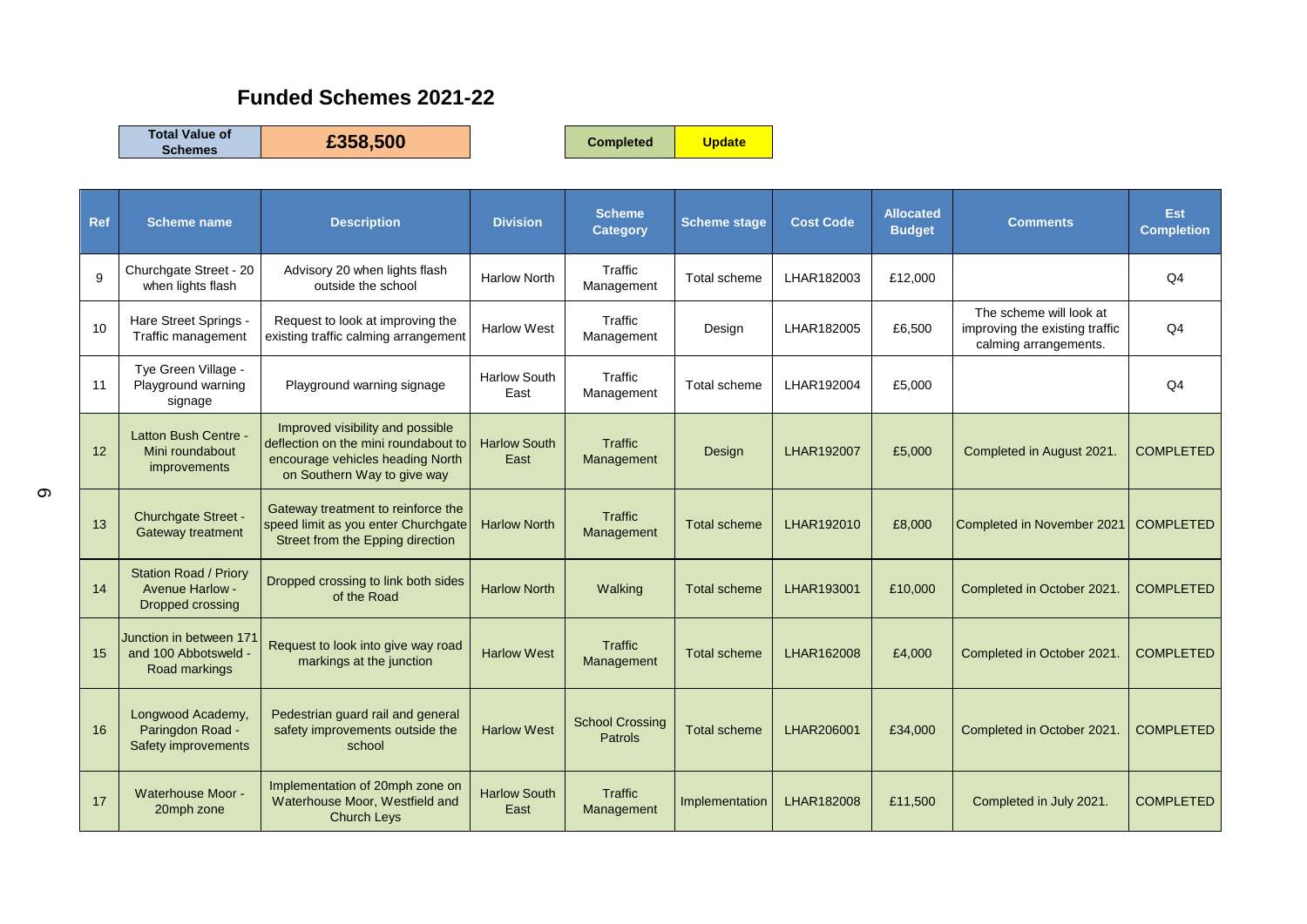# Funded Schemes 2021-22

| Total Value of Schemes | £358,500 |
|---|---|

| Completed | Update |
|---|---|

| Ref | Scheme name | Description | Division | Scheme Category | Scheme stage | Cost Code | Allocated Budget | Comments | Est Completion |
|---|---|---|---|---|---|---|---|---|---|
| 9 | Churchgate Street - 20 when lights flash | Advisory 20 when lights flash outside the school | Harlow North | Traffic Management | Total scheme | LHAR182003 | £12,000 | | Q4 |
| 10 | Hare Street Springs - Traffic management | Request to look at improving the existing traffic calming arrangement | Harlow West | Traffic Management | Design | LHAR182005 | £6,500 | The scheme will look at improving the existing traffic calming arrangements. | Q4 |
| 11 | Tye Green Village - Playground warning signage | Playground warning signage | Harlow South East | Traffic Management | Total scheme | LHAR192004 | £5,000 | | Q4 |
| 12 | Latton Bush Centre - Mini roundabout improvements | Improved visibility and possible deflection on the mini roundabout to encourage vehicles heading North on Southern Way to give way | Harlow South East | Traffic Management | Design | LHAR192007 | £5,000 | Completed in August 2021. | COMPLETED |
| 13 | Churchgate Street - Gateway treatment | Gateway treatment to reinforce the speed limit as you enter Churchgate Street from the Epping direction | Harlow North | Traffic Management | Total scheme | LHAR192010 | £8,000 | Completed in November 2021 | COMPLETED |
| 14 | Station Road / Priory Avenue Harlow - Dropped crossing | Dropped crossing to link both sides of the Road | Harlow North | Walking | Total scheme | LHAR193001 | £10,000 | Completed in October 2021. | COMPLETED |
| 15 | Junction in between 171 and 100 Abbotsweld - Road markings | Request to look into give way road markings at the junction | Harlow West | Traffic Management | Total scheme | LHAR162008 | £4,000 | Completed in October 2021. | COMPLETED |
| 16 | Longwood Academy, Paringdon Road - Safety improvements | Pedestrian guard rail and general safety improvements outside the school | Harlow West | School Crossing Patrols | Total scheme | LHAR206001 | £34,000 | Completed in October 2021. | COMPLETED |
| 17 | Waterhouse Moor - 20mph zone | Implementation of 20mph zone on Waterhouse Moor, Westfield and Church Leys | Harlow South East | Traffic Management | Implementation | LHAR182008 | £11,500 | Completed in July 2021. | COMPLETED |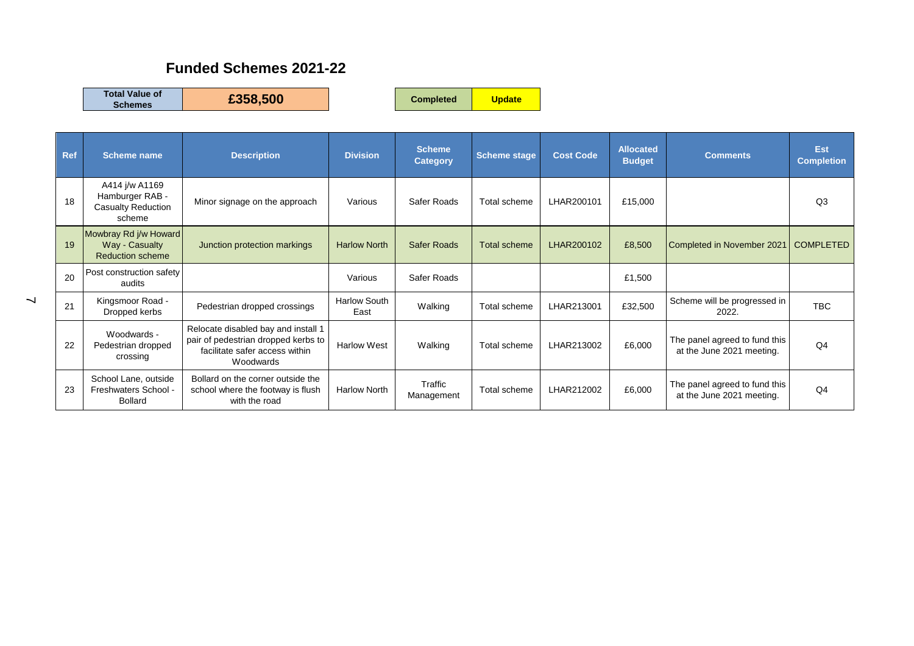## Funded Schemes 2021-22

| Total Value of Schemes | £358,500 |
|---|---|

| Completed | Update |
|---|---|

| Ref | Scheme name | Description | Division | Scheme Category | Scheme stage | Cost Code | Allocated Budget | Comments | Est Completion |
|---|---|---|---|---|---|---|---|---|---|
| 18 | A414 j/w A1169 Hamburger RAB - Casualty Reduction scheme | Minor signage on the approach | Various | Safer Roads | Total scheme | LHAR200101 | £15,000 | | Q3 |
| 19 | Mowbray Rd j/w Howard Way - Casualty Reduction scheme | Junction protection markings | Harlow North | Safer Roads | Total scheme | LHAR200102 | £8,500 | Completed in November 2021 | COMPLETED |
| 20 | Post construction safety audits | | Various | Safer Roads | | | £1,500 | | |
| 21 | Kingsmoor Road - Dropped kerbs | Pedestrian dropped crossings | Harlow South East | Walking | Total scheme | LHAR213001 | £32,500 | Scheme will be progressed in 2022. | TBC |
| 22 | Woodwards - Pedestrian dropped crossing | Relocate disabled bay and install 1 pair of pedestrian dropped kerbs to facilitate safer access within Woodwards | Harlow West | Walking | Total scheme | LHAR213002 | £6,000 | The panel agreed to fund this at the June 2021 meeting. | Q4 |
| 23 | School Lane, outside Freshwaters School - Bollard | Bollard on the corner outside the school where the footway is flush with the road | Harlow North | Traffic Management | Total scheme | LHAR212002 | £6,000 | The panel agreed to fund this at the June 2021 meeting. | Q4 |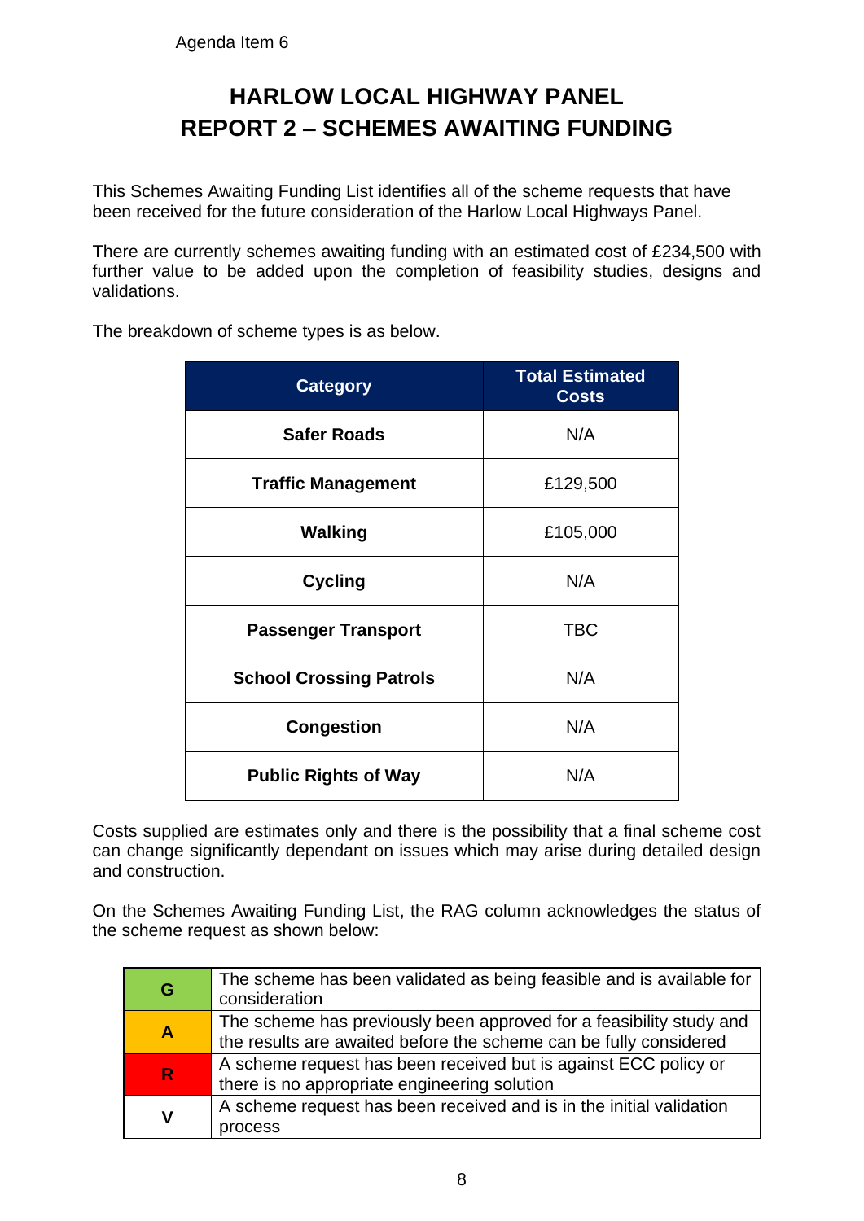Agenda Item 6

# HARLOW LOCAL HIGHWAY PANEL
# REPORT 2 – SCHEMES AWAITING FUNDING

This Schemes Awaiting Funding List identifies all of the scheme requests that have been received for the future consideration of the Harlow Local Highways Panel.

There are currently schemes awaiting funding with an estimated cost of £234,500 with further value to be added upon the completion of feasibility studies, designs and validations.

The breakdown of scheme types is as below.

| Category | Total Estimated Costs |
|---|---|
| **Safer Roads** | N/A |
| **Traffic Management** | £129,500 |
| **Walking** | £105,000 |
| **Cycling** | N/A |
| **Passenger Transport** | TBC |
| **School Crossing Patrols** | N/A |
| **Congestion** | N/A |
| **Public Rights of Way** | N/A |

Costs supplied are estimates only and there is the possibility that a final scheme cost can change significantly dependant on issues which may arise during detailed design and construction.

On the Schemes Awaiting Funding List, the RAG column acknowledges the status of the scheme request as shown below:

| | |
|---|---|
| **G** | The scheme has been validated as being feasible and is available for consideration |
| **A** | The scheme has previously been approved for a feasibility study and the results are awaited before the scheme can be fully considered |
| **R** | A scheme request has been received but is against ECC policy or there is no appropriate engineering solution |
| **V** | A scheme request has been received and is in the initial validation process |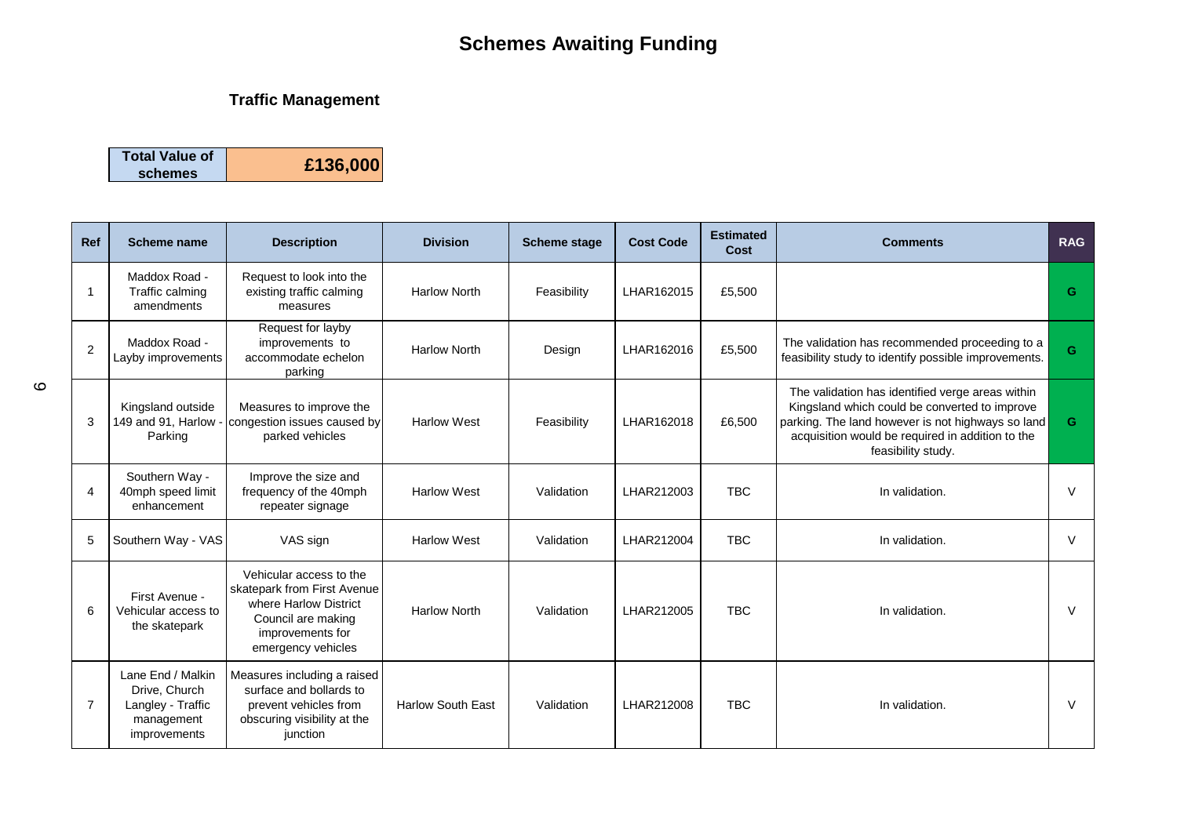# Schemes Awaiting Funding

## Traffic Management

| Total Value of schemes | £136,000 |
|---|---|

| Ref | Scheme name | Description | Division | Scheme stage | Cost Code | Estimated Cost | Comments | RAG |
|---|---|---|---|---|---|---|---|---|
| 1 | Maddox Road - Traffic calming amendments | Request to look into the existing traffic calming measures | Harlow North | Feasibility | LHAR162015 | £5,500 | | G |
| 2 | Maddox Road - Layby improvements | Request for layby improvements to accommodate echelon parking | Harlow North | Design | LHAR162016 | £5,500 | The validation has recommended proceeding to a feasibility study to identify possible improvements. | G |
| 3 | Kingsland outside 149 and 91, Harlow - Parking | Measures to improve the congestion issues caused by parked vehicles | Harlow West | Feasibility | LHAR162018 | £6,500 | The validation has identified verge areas within Kingsland which could be converted to improve parking. The land however is not highways so land acquisition would be required in addition to the feasibility study. | G |
| 4 | Southern Way - 40mph speed limit enhancement | Improve the size and frequency of the 40mph repeater signage | Harlow West | Validation | LHAR212003 | TBC | In validation. | V |
| 5 | Southern Way - VAS | VAS sign | Harlow West | Validation | LHAR212004 | TBC | In validation. | V |
| 6 | First Avenue - Vehicular access to the skatepark | Vehicular access to the skatepark from First Avenue where Harlow District Council are making improvements for emergency vehicles | Harlow North | Validation | LHAR212005 | TBC | In validation. | V |
| 7 | Lane End / Malkin Drive, Church Langley - Traffic management improvements | Measures including a raised surface and bollards to prevent vehicles from obscuring visibility at the junction | Harlow South East | Validation | LHAR212008 | TBC | In validation. | V |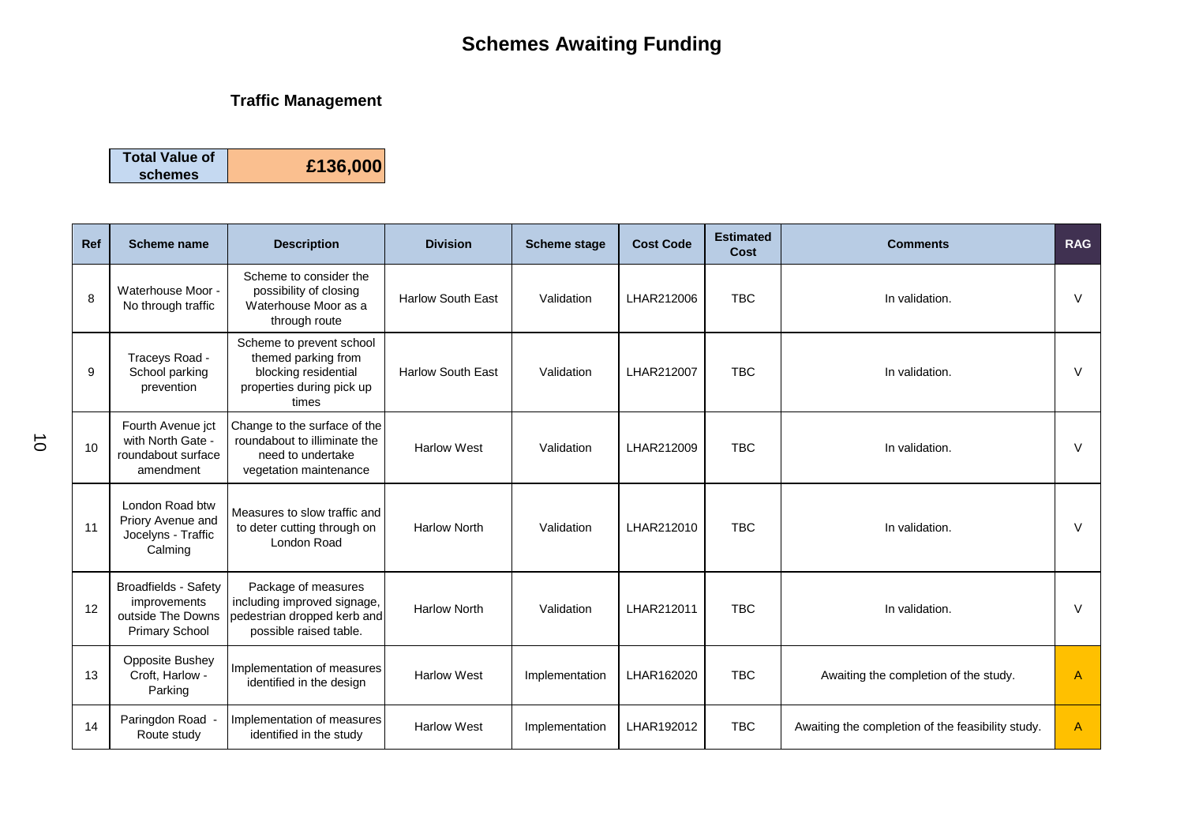# Schemes Awaiting Funding

## Traffic Management

| Total Value of schemes | £136,000 |
|---|---|

| Ref | Scheme name | Description | Division | Scheme stage | Cost Code | Estimated Cost | Comments | RAG |
|---|---|---|---|---|---|---|---|---|
| 8 | Waterhouse Moor - No through traffic | Scheme to consider the possibility of closing Waterhouse Moor as a through route | Harlow South East | Validation | LHAR212006 | TBC | In validation. | V |
| 9 | Traceys Road - School parking prevention | Scheme to prevent school themed parking from blocking residential properties during pick up times | Harlow South East | Validation | LHAR212007 | TBC | In validation. | V |
| 10 | Fourth Avenue jct with North Gate - roundabout surface amendment | Change to the surface of the roundabout to illiminate the need to undertake vegetation maintenance | Harlow West | Validation | LHAR212009 | TBC | In validation. | V |
| 11 | London Road btw Priory Avenue and Jocelyns - Traffic Calming | Measures to slow traffic and to deter cutting through on London Road | Harlow North | Validation | LHAR212010 | TBC | In validation. | V |
| 12 | Broadfields - Safety improvements outside The Downs Primary School | Package of measures including improved signage, pedestrian dropped kerb and possible raised table. | Harlow North | Validation | LHAR212011 | TBC | In validation. | V |
| 13 | Opposite Bushey Croft, Harlow - Parking | Implementation of measures identified in the design | Harlow West | Implementation | LHAR162020 | TBC | Awaiting the completion of the study. | A |
| 14 | Paringdon Road - Route study | Implementation of measures identified in the study | Harlow West | Implementation | LHAR192012 | TBC | Awaiting the completion of the feasibility study. | A |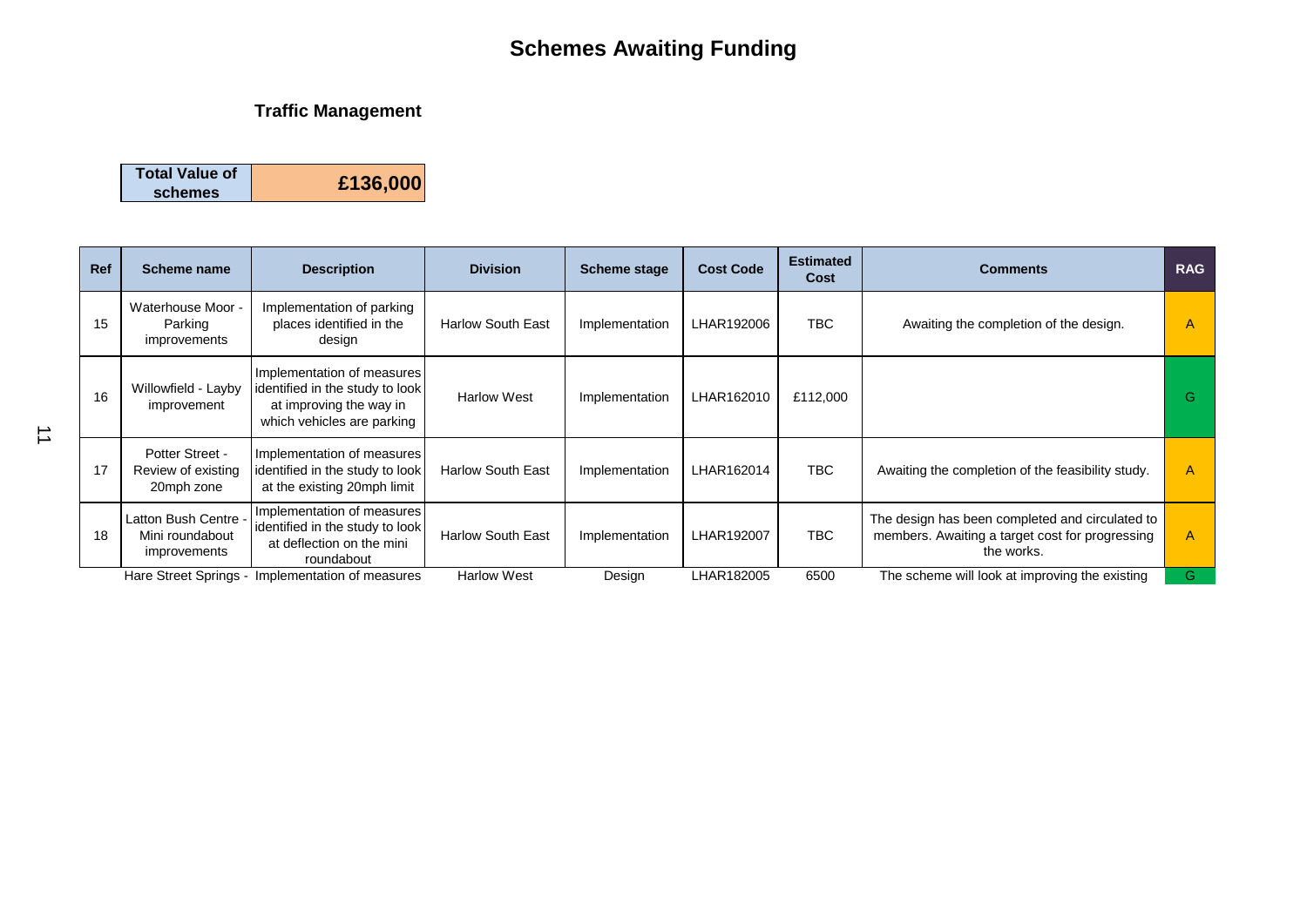# Schemes Awaiting Funding

## Traffic Management

| Total Value of schemes | £136,000 |
|---|---|

| Ref | Scheme name | Description | Division | Scheme stage | Cost Code | Estimated Cost | Comments | RAG |
|---|---|---|---|---|---|---|---|---|
| 15 | Waterhouse Moor - Parking improvements | Implementation of parking places identified in the design | Harlow South East | Implementation | LHAR192006 | TBC | Awaiting the completion of the design. | A |
| 16 | Willowfield - Layby improvement | Implementation of measures identified in the study to look at improving the way in which vehicles are parking | Harlow West | Implementation | LHAR162010 | £112,000 | | G |
| 17 | Potter Street - Review of existing 20mph zone | Implementation of measures identified in the study to look at the existing 20mph limit | Harlow South East | Implementation | LHAR162014 | TBC | Awaiting the completion of the feasibility study. | A |
| 18 | Latton Bush Centre - Mini roundabout improvements | Implementation of measures identified in the study to look at deflection on the mini roundabout | Harlow South East | Implementation | LHAR192007 | TBC | The design has been completed and circulated to members. Awaiting a target cost for progressing the works. | A |
| | Hare Street Springs - | Implementation of measures | Harlow West | Design | LHAR182005 | 6500 | The scheme will look at improving the existing | G |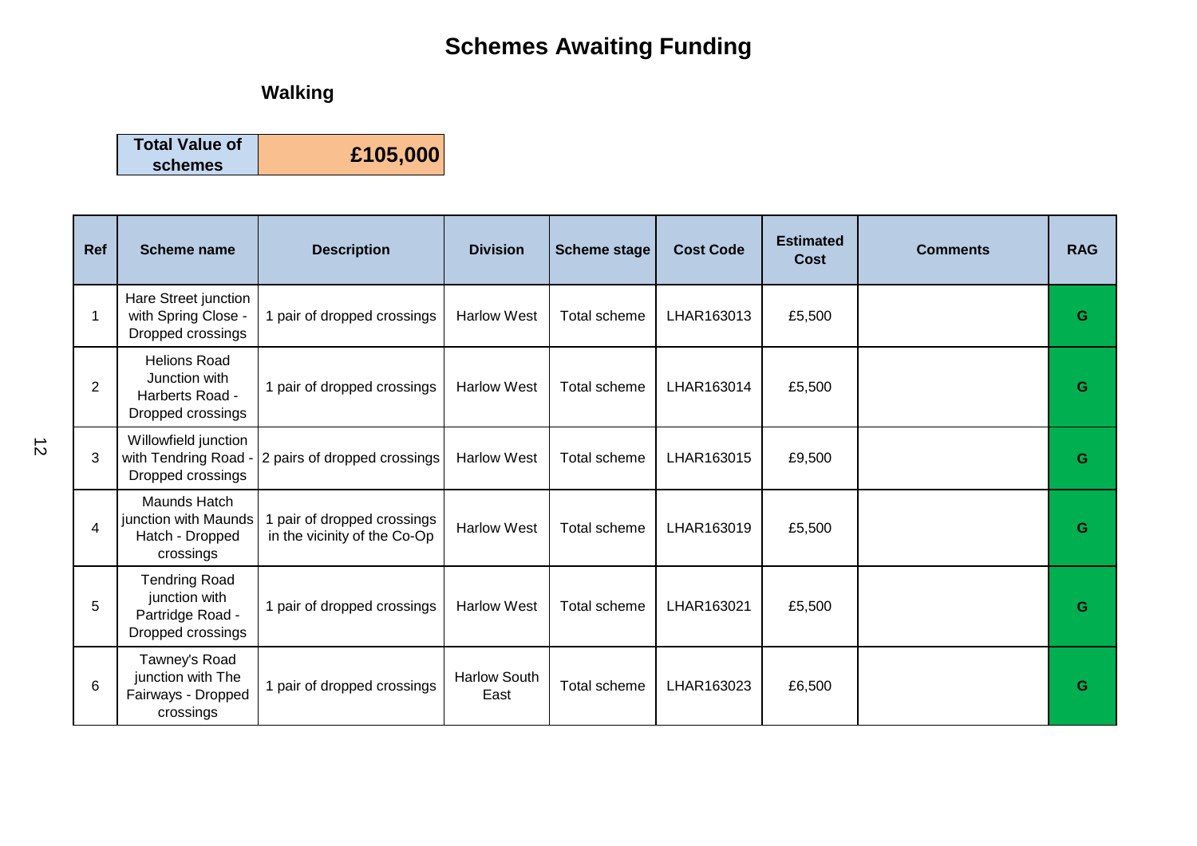# Schemes Awaiting Funding

## Walking

| Total Value of schemes | £105,000 |
|---|---|

| Ref | Scheme name | Description | Division | Scheme stage | Cost Code | Estimated Cost | Comments | RAG |
|---|---|---|---|---|---|---|---|---|
| 1 | Hare Street junction with Spring Close - Dropped crossings | 1 pair of dropped crossings | Harlow West | Total scheme | LHAR163013 | £5,500 | | G |
| 2 | Helions Road Junction with Harberts Road - Dropped crossings | 1 pair of dropped crossings | Harlow West | Total scheme | LHAR163014 | £5,500 | | G |
| 3 | Willowfield junction with Tendring Road - Dropped crossings | 2 pairs of dropped crossings | Harlow West | Total scheme | LHAR163015 | £9,500 | | G |
| 4 | Maunds Hatch junction with Maunds Hatch - Dropped crossings | 1 pair of dropped crossings in the vicinity of the Co-Op | Harlow West | Total scheme | LHAR163019 | £5,500 | | G |
| 5 | Tendring Road junction with Partridge Road - Dropped crossings | 1 pair of dropped crossings | Harlow West | Total scheme | LHAR163021 | £5,500 | | G |
| 6 | Tawney's Road junction with The Fairways - Dropped crossings | 1 pair of dropped crossings | Harlow South East | Total scheme | LHAR163023 | £6,500 | | G |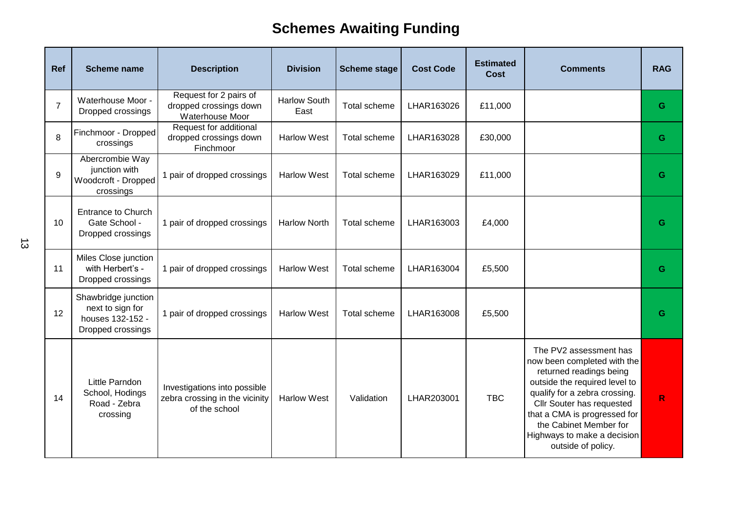# Schemes Awaiting Funding

| Ref | Scheme name | Description | Division | Scheme stage | Cost Code | Estimated Cost | Comments | RAG |
|---|---|---|---|---|---|---|---|---|
| 7 | Waterhouse Moor - Dropped crossings | Request for 2 pairs of dropped crossings down Waterhouse Moor | Harlow South East | Total scheme | LHAR163026 | £11,000 | | G |
| 8 | Finchmoor - Dropped crossings | Request for additional dropped crossings down Finchmoor | Harlow West | Total scheme | LHAR163028 | £30,000 | | G |
| 9 | Abercrombie Way junction with Woodcroft - Dropped crossings | 1 pair of dropped crossings | Harlow West | Total scheme | LHAR163029 | £11,000 | | G |
| 10 | Entrance to Church Gate School - Dropped crossings | 1 pair of dropped crossings | Harlow North | Total scheme | LHAR163003 | £4,000 | | G |
| 11 | Miles Close junction with Herbert's - Dropped crossings | 1 pair of dropped crossings | Harlow West | Total scheme | LHAR163004 | £5,500 | | G |
| 12 | Shawbridge junction next to sign for houses 132-152 - Dropped crossings | 1 pair of dropped crossings | Harlow West | Total scheme | LHAR163008 | £5,500 | | G |
| 14 | Little Parndon School, Hodings Road - Zebra crossing | Investigations into possible zebra crossing in the vicinity of the school | Harlow West | Validation | LHAR203001 | TBC | The PV2 assessment has now been completed with the returned readings being outside the required level to qualify for a zebra crossing. Cllr Souter has requested that a CMA is progressed for the Cabinet Member for Highways to make a decision outside of policy. | R |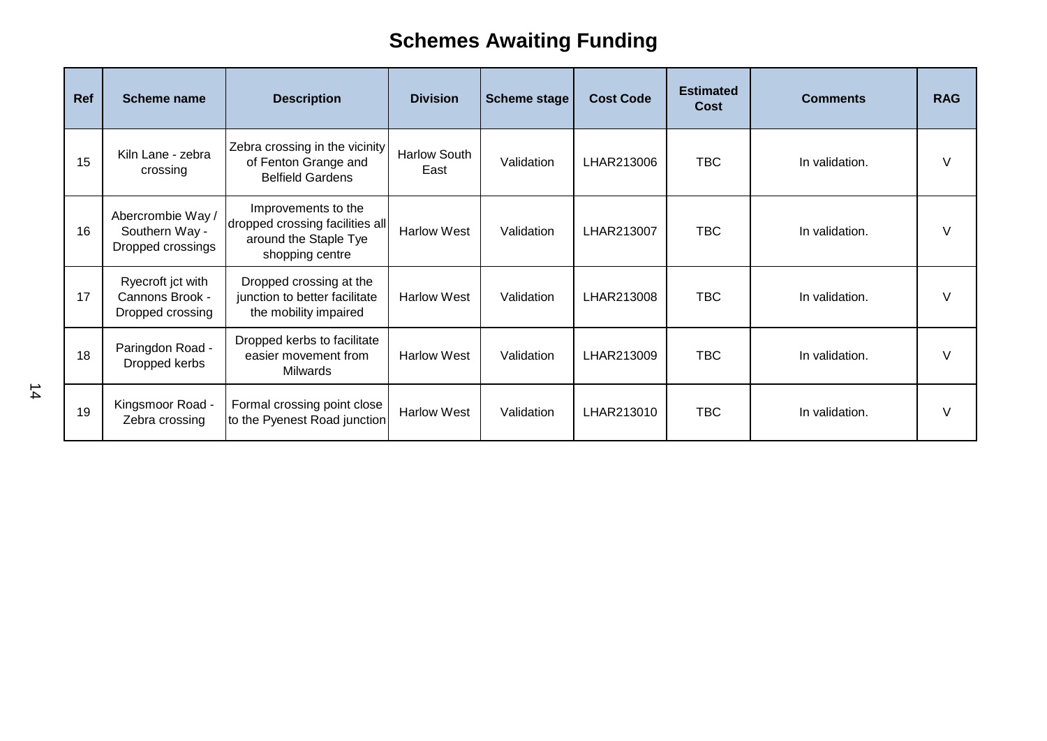# Schemes Awaiting Funding

| Ref | Scheme name | Description | Division | Scheme stage | Cost Code | Estimated Cost | Comments | RAG |
|---|---|---|---|---|---|---|---|---|
| 15 | Kiln Lane - zebra crossing | Zebra crossing in the vicinity of Fenton Grange and Belfield Gardens | Harlow South East | Validation | LHAR213006 | TBC | In validation. | V |
| 16 | Abercrombie Way / Southern Way - Dropped crossings | Improvements to the dropped crossing facilities all around the Staple Tye shopping centre | Harlow West | Validation | LHAR213007 | TBC | In validation. | V |
| 17 | Ryecroft jct with Cannons Brook - Dropped crossing | Dropped crossing at the junction to better facilitate the mobility impaired | Harlow West | Validation | LHAR213008 | TBC | In validation. | V |
| 18 | Paringdon Road - Dropped kerbs | Dropped kerbs to facilitate easier movement from Milwards | Harlow West | Validation | LHAR213009 | TBC | In validation. | V |
| 19 | Kingsmoor Road - Zebra crossing | Formal crossing point close to the Pyenest Road junction | Harlow West | Validation | LHAR213010 | TBC | In validation. | V |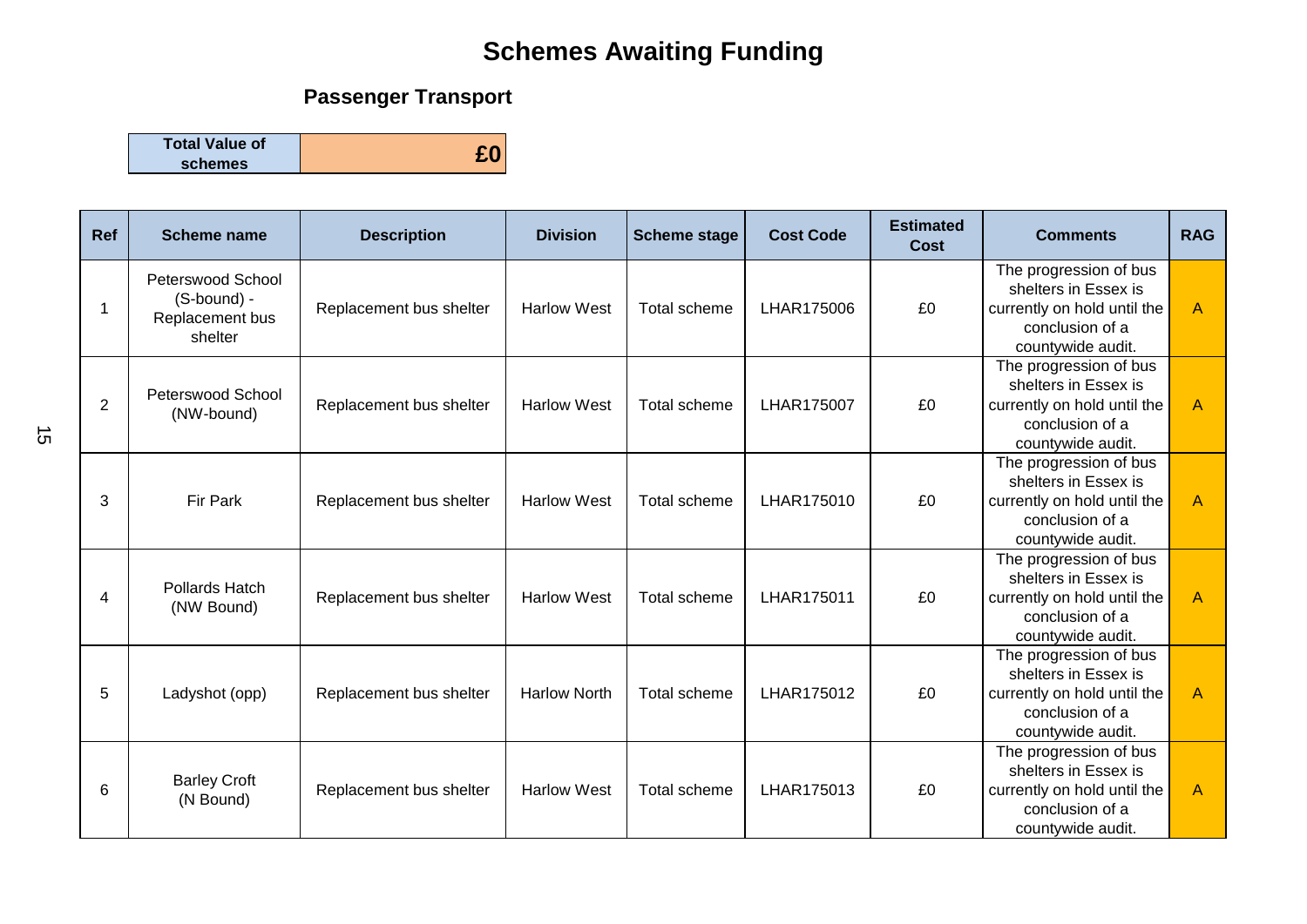# Schemes Awaiting Funding

## Passenger Transport

| Total Value of schemes | £0 |
|---|---|

| Ref | Scheme name | Description | Division | Scheme stage | Cost Code | Estimated Cost | Comments | RAG |
|---|---|---|---|---|---|---|---|---|
| 1 | Peterswood School (S-bound) - Replacement bus shelter | Replacement bus shelter | Harlow West | Total scheme | LHAR175006 | £0 | The progression of bus shelters in Essex is currently on hold until the conclusion of a countywide audit. | A |
| 2 | Peterswood School (NW-bound) | Replacement bus shelter | Harlow West | Total scheme | LHAR175007 | £0 | The progression of bus shelters in Essex is currently on hold until the conclusion of a countywide audit. | A |
| 3 | Fir Park | Replacement bus shelter | Harlow West | Total scheme | LHAR175010 | £0 | The progression of bus shelters in Essex is currently on hold until the conclusion of a countywide audit. | A |
| 4 | Pollards Hatch (NW Bound) | Replacement bus shelter | Harlow West | Total scheme | LHAR175011 | £0 | The progression of bus shelters in Essex is currently on hold until the conclusion of a countywide audit. | A |
| 5 | Ladyshot (opp) | Replacement bus shelter | Harlow North | Total scheme | LHAR175012 | £0 | The progression of bus shelters in Essex is currently on hold until the conclusion of a countywide audit. | A |
| 6 | Barley Croft (N Bound) | Replacement bus shelter | Harlow West | Total scheme | LHAR175013 | £0 | The progression of bus shelters in Essex is currently on hold until the conclusion of a countywide audit. | A |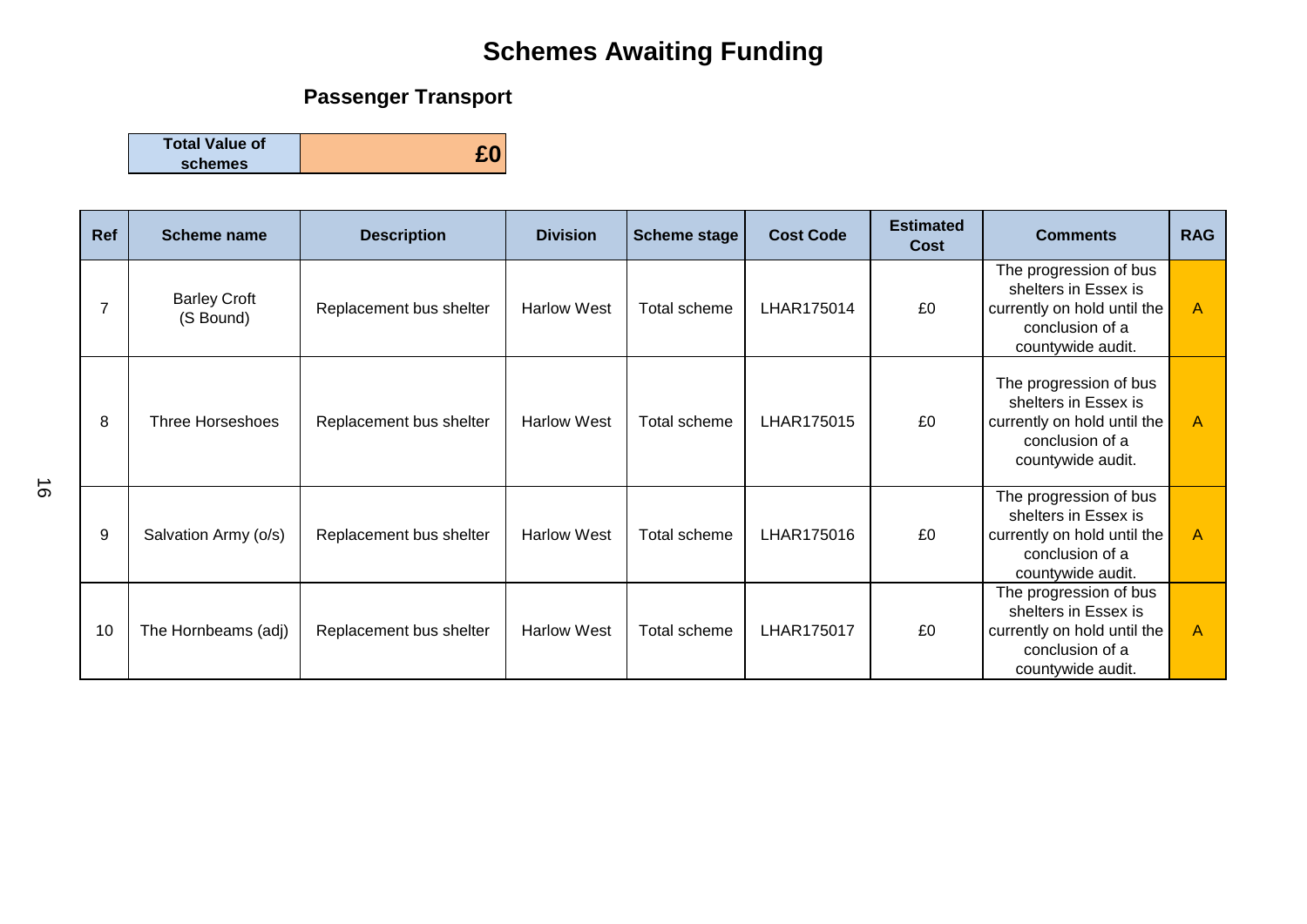# Schemes Awaiting Funding

## Passenger Transport

| Total Value of schemes | £0 |
|---|---|

| Ref | Scheme name | Description | Division | Scheme stage | Cost Code | Estimated Cost | Comments | RAG |
|---|---|---|---|---|---|---|---|---|
| 7 | Barley Croft (S Bound) | Replacement bus shelter | Harlow West | Total scheme | LHAR175014 | £0 | The progression of bus shelters in Essex is currently on hold until the conclusion of a countywide audit. | A |
| 8 | Three Horseshoes | Replacement bus shelter | Harlow West | Total scheme | LHAR175015 | £0 | The progression of bus shelters in Essex is currently on hold until the conclusion of a countywide audit. | A |
| 9 | Salvation Army (o/s) | Replacement bus shelter | Harlow West | Total scheme | LHAR175016 | £0 | The progression of bus shelters in Essex is currently on hold until the conclusion of a countywide audit. | A |
| 10 | The Hornbeams (adj) | Replacement bus shelter | Harlow West | Total scheme | LHAR175017 | £0 | The progression of bus shelters in Essex is currently on hold until the conclusion of a countywide audit. | A |